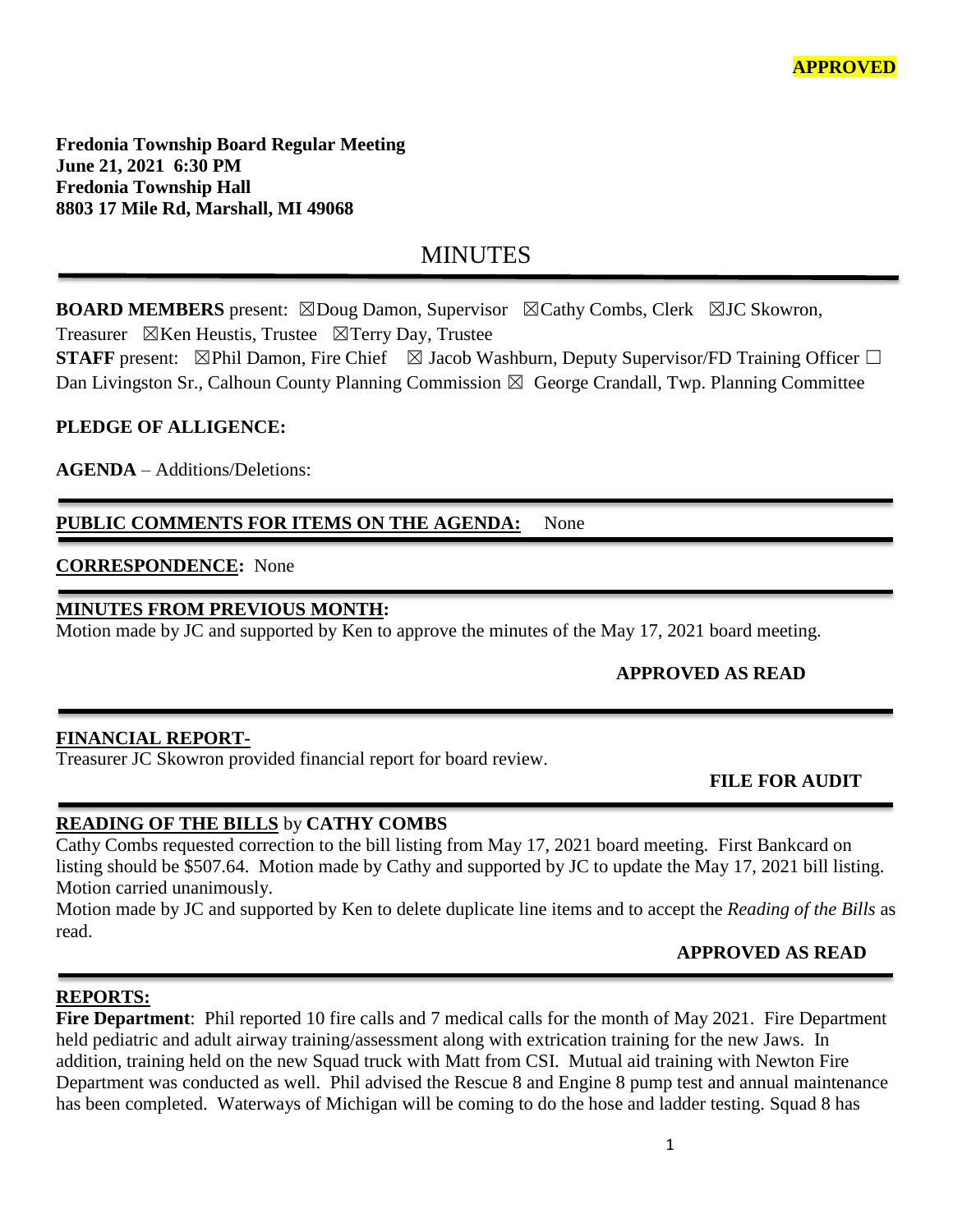**APPROVED**

**Fredonia Township Board Regular Meeting**
**June 21, 2021 6:30 PM**
**Fredonia Township Hall**
**8803 17 Mile Rd, Marshall, MI 49068**

# MINUTES

**BOARD MEMBERS** present: ☒Doug Damon, Supervisor ☒Cathy Combs, Clerk ☒JC Skowron, Treasurer ☒Ken Heustis, Trustee ☒Terry Day, Trustee
**STAFF** present: ☒Phil Damon, Fire Chief ☒ Jacob Washburn, Deputy Supervisor/FD Training Officer ☐ Dan Livingston Sr., Calhoun County Planning Commission ☒ George Crandall, Twp. Planning Committee

**PLEDGE OF ALLIGENCE:**

**AGENDA** – Additions/Deletions:

**PUBLIC COMMENTS FOR ITEMS ON THE AGENDA:** None

**CORRESPONDENCE:** None

**MINUTES FROM PREVIOUS MONTH:**
Motion made by JC and supported by Ken to approve the minutes of the May 17, 2021 board meeting.

**APPROVED AS READ**

**FINANCIAL REPORT-**
Treasurer JC Skowron provided financial report for board review.

**FILE FOR AUDIT**

**READING OF THE BILLS** by **CATHY COMBS**
Cathy Combs requested correction to the bill listing from May 17, 2021 board meeting. First Bankcard on listing should be $507.64. Motion made by Cathy and supported by JC to update the May 17, 2021 bill listing. Motion carried unanimously.
Motion made by JC and supported by Ken to delete duplicate line items and to accept the *Reading of the Bills* as read.

**APPROVED AS READ**

**REPORTS:**
**Fire Department**: Phil reported 10 fire calls and 7 medical calls for the month of May 2021. Fire Department held pediatric and adult airway training/assessment along with extrication training for the new Jaws. In addition, training held on the new Squad truck with Matt from CSI. Mutual aid training with Newton Fire Department was conducted as well. Phil advised the Rescue 8 and Engine 8 pump test and annual maintenance has been completed. Waterways of Michigan will be coming to do the hose and ladder testing. Squad 8 has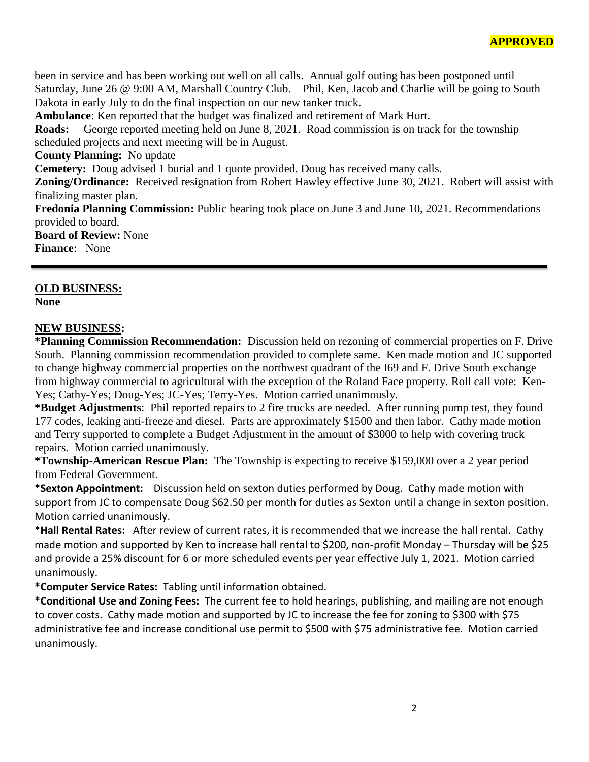**APPROVED**

been in service and has been working out well on all calls. Annual golf outing has been postponed until Saturday, June 26 @ 9:00 AM, Marshall Country Club. Phil, Ken, Jacob and Charlie will be going to South Dakota in early July to do the final inspection on our new tanker truck.

**Ambulance**: Ken reported that the budget was finalized and retirement of Mark Hurt.

**Roads:** George reported meeting held on June 8, 2021. Road commission is on track for the township scheduled projects and next meeting will be in August.

**County Planning:** No update

**Cemetery:** Doug advised 1 burial and 1 quote provided. Doug has received many calls.

**Zoning/Ordinance:** Received resignation from Robert Hawley effective June 30, 2021. Robert will assist with finalizing master plan.

**Fredonia Planning Commission:** Public hearing took place on June 3 and June 10, 2021. Recommendations provided to board.

**Board of Review:** None

**Finance**: None

---

## OLD BUSINESS:

**None**

## NEW BUSINESS:

***Planning Commission Recommendation:** Discussion held on rezoning of commercial properties on F. Drive South. Planning commission recommendation provided to complete same. Ken made motion and JC supported to change highway commercial properties on the northwest quadrant of the I69 and F. Drive South exchange from highway commercial to agricultural with the exception of the Roland Face property. Roll call vote: Ken-Yes; Cathy-Yes; Doug-Yes; JC-Yes; Terry-Yes. Motion carried unanimously.

***Budget Adjustments**: Phil reported repairs to 2 fire trucks are needed. After running pump test, they found 177 codes, leaking anti-freeze and diesel. Parts are approximately $1500 and then labor. Cathy made motion and Terry supported to complete a Budget Adjustment in the amount of $3000 to help with covering truck repairs. Motion carried unanimously.

***Township-American Rescue Plan:** The Township is expecting to receive $159,000 over a 2 year period from Federal Government.

***Sexton Appointment:** Discussion held on sexton duties performed by Doug. Cathy made motion with support from JC to compensate Doug $62.50 per month for duties as Sexton until a change in sexton position. Motion carried unanimously.

***Hall Rental Rates:** After review of current rates, it is recommended that we increase the hall rental. Cathy made motion and supported by Ken to increase hall rental to $200, non-profit Monday – Thursday will be $25 and provide a 25% discount for 6 or more scheduled events per year effective July 1, 2021. Motion carried unanimously.

***Computer Service Rates:** Tabling until information obtained.

***Conditional Use and Zoning Fees:** The current fee to hold hearings, publishing, and mailing are not enough to cover costs. Cathy made motion and supported by JC to increase the fee for zoning to $300 with $75 administrative fee and increase conditional use permit to $500 with $75 administrative fee. Motion carried unanimously.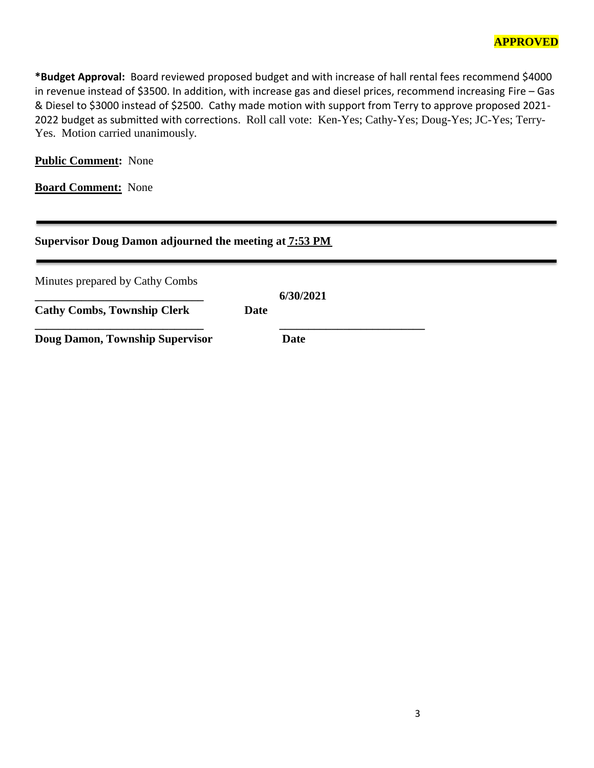**APPROVED**

**\*Budget Approval:** Board reviewed proposed budget and with increase of hall rental fees recommend $4000 in revenue instead of $3500. In addition, with increase gas and diesel prices, recommend increasing Fire – Gas & Diesel to $3000 instead of $2500. Cathy made motion with support from Terry to approve proposed 2021-2022 budget as submitted with corrections. Roll call vote: Ken-Yes; Cathy-Yes; Doug-Yes; JC-Yes; Terry-Yes. Motion carried unanimously.

**Public Comment:** None

**Board Comment:** None

---

**Supervisor Doug Damon adjourned the meeting at 7:53 PM**

---

Minutes prepared by Cathy Combs

_____________________________ **6/30/2021**

**Cathy Combs, Township Clerk** **Date**

_____________________________ _________________________

**Doug Damon, Township Supervisor** **Date**